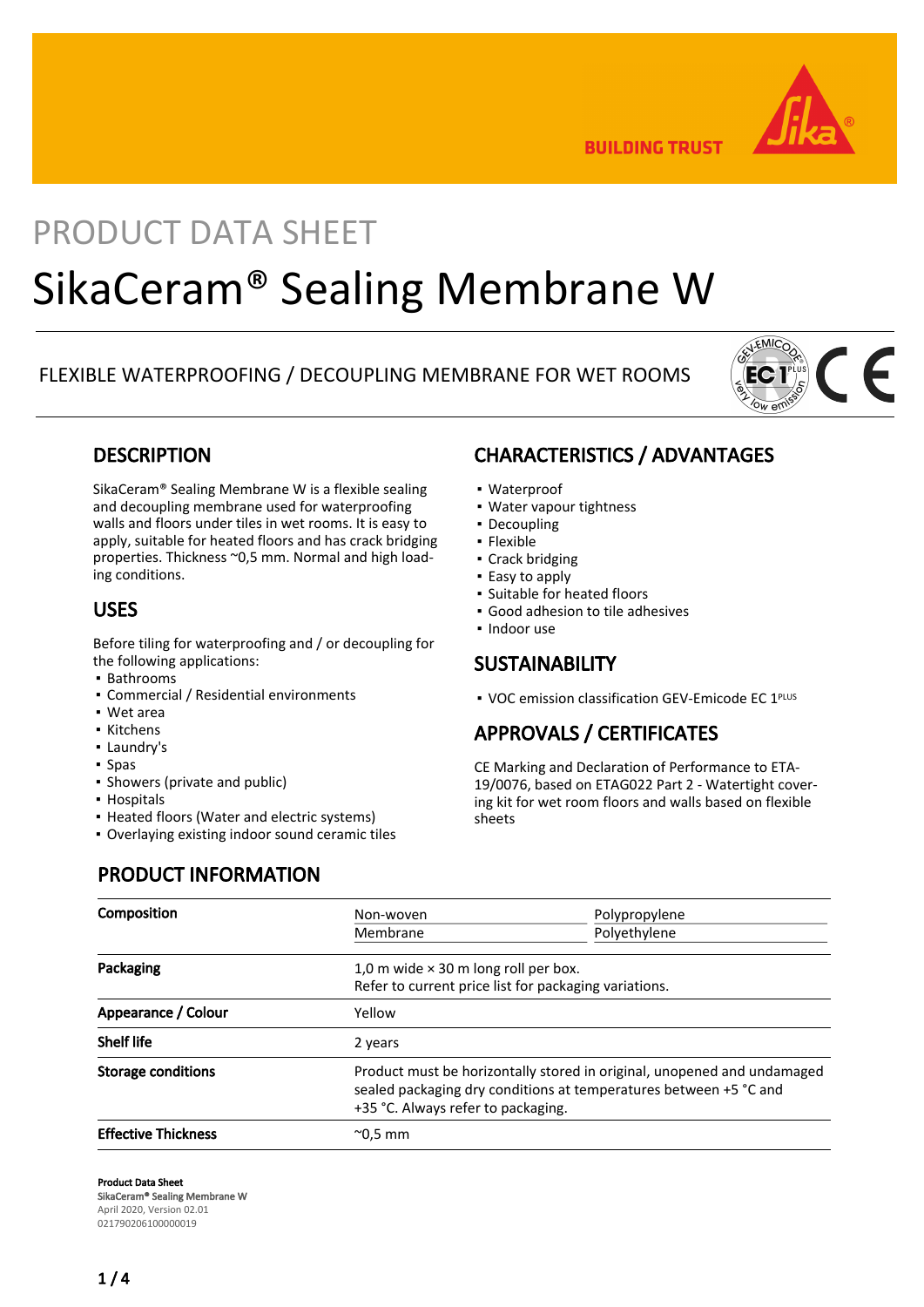BUILDING TRUST

# PRODUCT DATA SHEET

# SikaCeram® Sealing Membrane W

FLEXIBLE WATERPROOFING / DECOUPLING MEMBRANE FOR WET ROOMS

## DESCRIPTION

SikaCeram® Sealing Membrane W is a flexible sealing and decoupling membrane used for waterproofing walls and floors under tiles in wet rooms. It is easy to apply, suitable for heated floors and has crack bridging properties. Thickness ~0,5 mm. Normal and high loading conditions.

## USES

Before tiling for waterproofing and / or decoupling for the following applications:

- Bathrooms
- Commercial / Residential environments
- Wet area
- Kitchens
- Laundry's
- Spas
- Showers (private and public)
- Hospitals
- Heated floors (Water and electric systems)
- Overlaying existing indoor sound ceramic tiles

## CHARACTERISTICS / ADVANTAGES

- Waterproof
- Water vapour tightness
- Decoupling
- Flexible
- Crack bridging
- Easy to apply
- Suitable for heated floors
- Good adhesion to tile adhesives
- Indoor use

## SUSTAINABILITY

- VOC emission classification GEV-Emicode EC 1PLUS

## APPROVALS / CERTIFICATES

CE Marking and Declaration of Performance to ETA-19/0076, based on ETAG022 Part 2 - Watertight covering kit for wet room floors and walls based on flexible sheets

## PRODUCT INFORMATION

| | | |
|---|---|---|
| **Composition** | Non-woven | Polypropylene |
| | Membrane | Polyethylene |
| **Packaging** | 1,0 m wide × 30 m long roll per box.<br>Refer to current price list for packaging variations. | |
| **Appearance / Colour** | Yellow | |
| **Shelf life** | 2 years | |
| **Storage conditions** | Product must be horizontally stored in original, unopened and undamaged sealed packaging dry conditions at temperatures between +5 °C and +35 °C. Always refer to packaging. | |
| **Effective Thickness** | ~0,5 mm | |

**Product Data Sheet**
SikaCeram® Sealing Membrane W
April 2020, Version 02.01
021790206100000019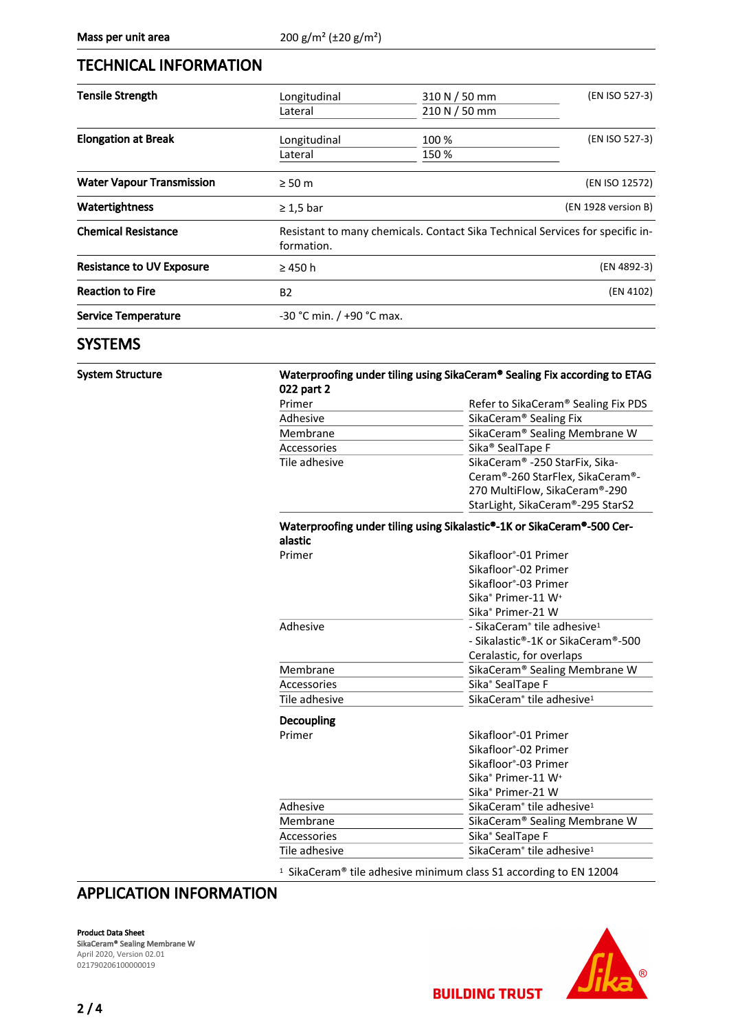| | |
|---|---|
| **Mass per unit area** | 200 g/m² (±20 g/m²) |

## TECHNICAL INFORMATION

| | | | |
|---|---|---|---|
| **Tensile Strength** | Longitudinal | 310 N / 50 mm | (EN ISO 527-3) |
| | Lateral | 210 N / 50 mm | |
| **Elongation at Break** | Longitudinal | 100 % | (EN ISO 527-3) |
| | Lateral | 150 % | |
| **Water Vapour Transmission** | ≥ 50 m | | (EN ISO 12572) |
| **Watertightness** | ≥ 1,5 bar | | (EN 1928 version B) |
| **Chemical Resistance** | Resistant to many chemicals. Contact Sika Technical Services for specific information. | | |
| **Resistance to UV Exposure** | ≥ 450 h | | (EN 4892-3) |
| **Reaction to Fire** | B2 | | (EN 4102) |
| **Service Temperature** | -30 °C min. / +90 °C max. | | |

## SYSTEMS

**System Structure**

**Waterproofing under tiling using SikaCeram® Sealing Fix according to ETAG 022 part 2**

| | |
|---|---|
| Primer | Refer to SikaCeram® Sealing Fix PDS |
| Adhesive | SikaCeram® Sealing Fix |
| Membrane | SikaCeram® Sealing Membrane W |
| Accessories | Sika® SealTape F |
| Tile adhesive | SikaCeram® -250 StarFix, SikaCeram®-260 StarFlex, SikaCeram®-270 MultiFlow, SikaCeram®-290 StarLight, SikaCeram®-295 StarS2 |

**Waterproofing under tiling using Sikalastic®-1K or SikaCeram®-500 Ceralastic**

| | |
|---|---|
| Primer | Sikafloor®-01 Primer<br>Sikafloor®-02 Primer<br>Sikafloor®-03 Primer<br>Sika® Primer-11 W+<br>Sika® Primer-21 W |
| Adhesive | - SikaCeram® tile adhesive[1]<br>- Sikalastic®-1K or SikaCeram®-500 Ceralastic, for overlaps |
| Membrane | SikaCeram® Sealing Membrane W |
| Accessories | Sika® SealTape F |
| Tile adhesive | SikaCeram® tile adhesive[1] |

**Decoupling**

| | |
|---|---|
| Primer | Sikafloor®-01 Primer<br>Sikafloor®-02 Primer<br>Sikafloor®-03 Primer<br>Sika® Primer-11 W+<br>Sika® Primer-21 W |
| Adhesive | SikaCeram® tile adhesive[1] |
| Membrane | SikaCeram® Sealing Membrane W |
| Accessories | Sika® SealTape F |
| Tile adhesive | SikaCeram® tile adhesive[1] |

[1] SikaCeram® tile adhesive minimum class S1 according to EN 12004

## APPLICATION INFORMATION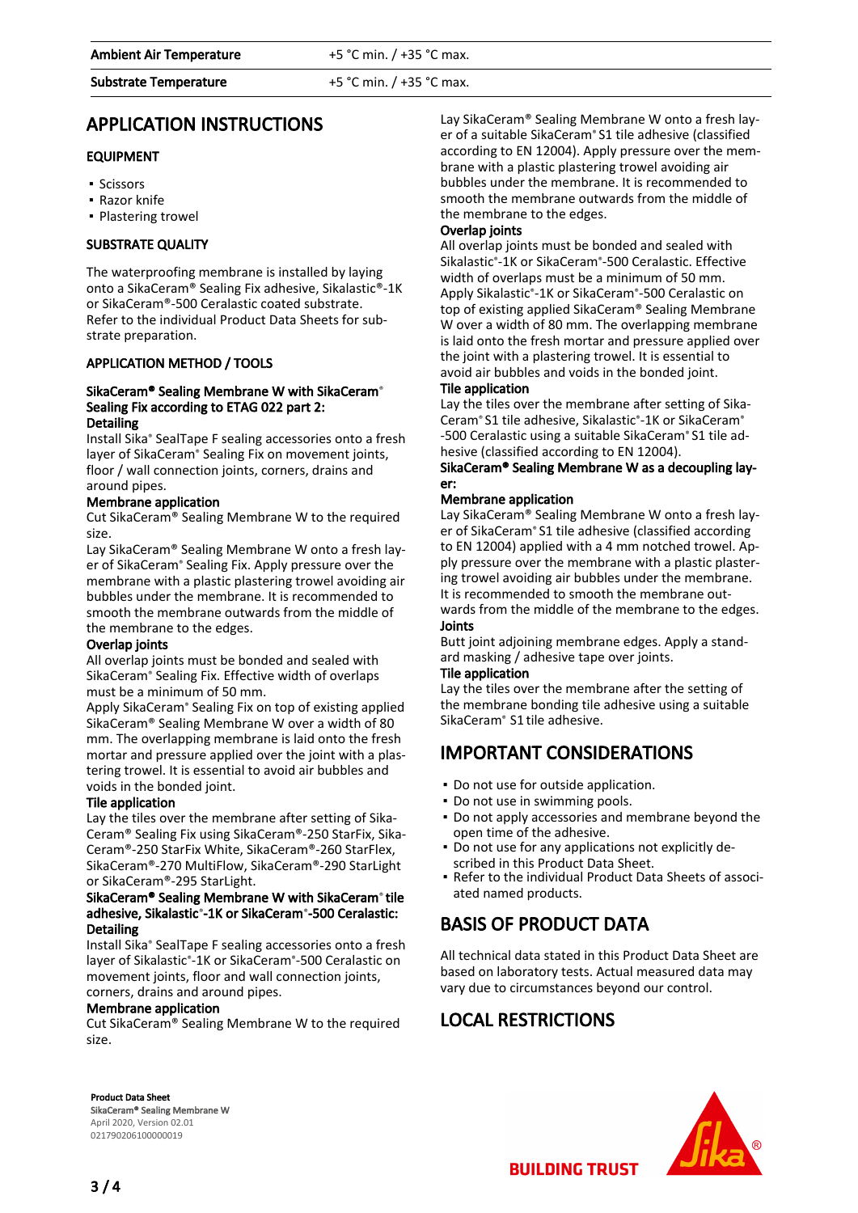| Ambient Air Temperature | +5 °C min. / +35 °C max. |
| --- | --- |
| Substrate Temperature | +5 °C min. / +35 °C max. |

## APPLICATION INSTRUCTIONS

### EQUIPMENT

- Scissors
- Razor knife
- Plastering trowel

### SUBSTRATE QUALITY

The waterproofing membrane is installed by laying onto a SikaCeram® Sealing Fix adhesive, Sikalastic®-1K or SikaCeram®-500 Ceralastic coated substrate. Refer to the individual Product Data Sheets for substrate preparation.

### APPLICATION METHOD / TOOLS

**SikaCeram® Sealing Membrane W with SikaCeram® Sealing Fix according to ETAG 022 part 2:**

**Detailing**

Install Sika® SealTape F sealing accessories onto a fresh layer of SikaCeram® Sealing Fix on movement joints, floor / wall connection joints, corners, drains and around pipes.

**Membrane application**

Cut SikaCeram® Sealing Membrane W to the required size.

Lay SikaCeram® Sealing Membrane W onto a fresh layer of SikaCeram® Sealing Fix. Apply pressure over the membrane with a plastic plastering trowel avoiding air bubbles under the membrane. It is recommended to smooth the membrane outwards from the middle of the membrane to the edges.

**Overlap joints**

All overlap joints must be bonded and sealed with SikaCeram® Sealing Fix. Effective width of overlaps must be a minimum of 50 mm.

Apply SikaCeram® Sealing Fix on top of existing applied SikaCeram® Sealing Membrane W over a width of 80 mm. The overlapping membrane is laid onto the fresh mortar and pressure applied over the joint with a plastering trowel. It is essential to avoid air bubbles and voids in the bonded joint.

**Tile application**

Lay the tiles over the membrane after setting of SikaCeram® Sealing Fix using SikaCeram®-250 StarFix, SikaCeram®-250 StarFix White, SikaCeram®-260 StarFlex, SikaCeram®-270 MultiFlow, SikaCeram®-290 StarLight or SikaCeram®-295 StarLight.

**SikaCeram® Sealing Membrane W with SikaCeram® tile adhesive, Sikalastic®-1K or SikaCeram®-500 Ceralastic:**

**Detailing**

Install Sika® SealTape F sealing accessories onto a fresh layer of Sikalastic®-1K or SikaCeram®-500 Ceralastic on movement joints, floor and wall connection joints, corners, drains and around pipes.

**Membrane application**

Cut SikaCeram® Sealing Membrane W to the required size.

Lay SikaCeram® Sealing Membrane W onto a fresh layer of a suitable SikaCeram® S1 tile adhesive (classified according to EN 12004). Apply pressure over the membrane with a plastic plastering trowel avoiding air bubbles under the membrane. It is recommended to smooth the membrane outwards from the middle of the membrane to the edges.

**Overlap joints**

All overlap joints must be bonded and sealed with Sikalastic®-1K or SikaCeram®-500 Ceralastic. Effective width of overlaps must be a minimum of 50 mm. Apply Sikalastic®-1K or SikaCeram®-500 Ceralastic on top of existing applied SikaCeram® Sealing Membrane W over a width of 80 mm. The overlapping membrane is laid onto the fresh mortar and pressure applied over the joint with a plastering trowel. It is essential to avoid air bubbles and voids in the bonded joint.

**Tile application**

Lay the tiles over the membrane after setting of SikaCeram® S1 tile adhesive, Sikalastic®-1K or SikaCeram®-500 Ceralastic using a suitable SikaCeram® S1 tile adhesive (classified according to EN 12004).

**SikaCeram® Sealing Membrane W as a decoupling layer:**

**Membrane application**

Lay SikaCeram® Sealing Membrane W onto a fresh layer of SikaCeram® S1 tile adhesive (classified according to EN 12004) applied with a 4 mm notched trowel. Apply pressure over the membrane with a plastic plastering trowel avoiding air bubbles under the membrane. It is recommended to smooth the membrane outwards from the middle of the membrane to the edges.

**Joints**

Butt joint adjoining membrane edges. Apply a standard masking / adhesive tape over joints.

**Tile application**

Lay the tiles over the membrane after the setting of the membrane bonding tile adhesive using a suitable SikaCeram® S1 tile adhesive.

## IMPORTANT CONSIDERATIONS

- Do not use for outside application.
- Do not use in swimming pools.
- Do not apply accessories and membrane beyond the open time of the adhesive.
- Do not use for any applications not explicitly described in this Product Data Sheet.
- Refer to the individual Product Data Sheets of associated named products.

## BASIS OF PRODUCT DATA

All technical data stated in this Product Data Sheet are based on laboratory tests. Actual measured data may vary due to circumstances beyond our control.

## LOCAL RESTRICTIONS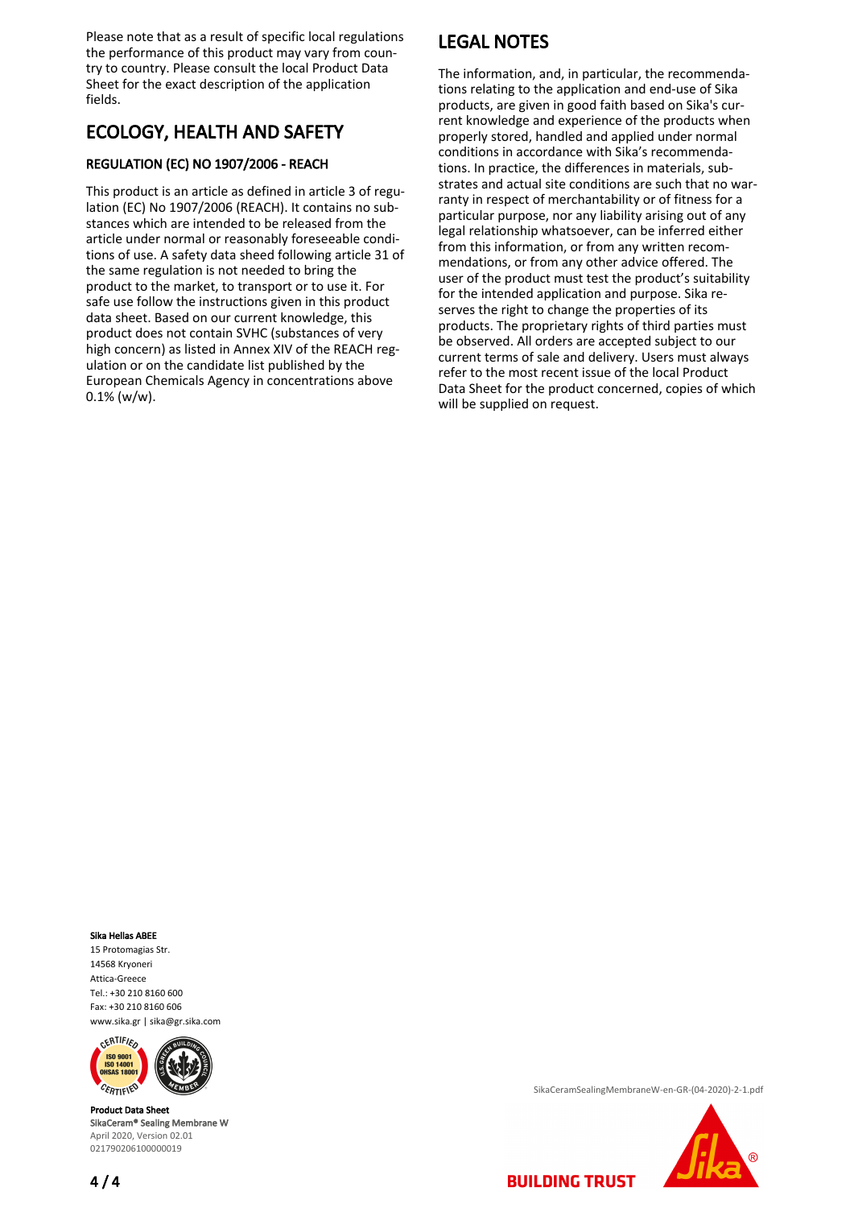Please note that as a result of specific local regulations the performance of this product may vary from country to country. Please consult the local Product Data Sheet for the exact description of the application fields.

## ECOLOGY, HEALTH AND SAFETY

### REGULATION (EC) NO 1907/2006 - REACH

This product is an article as defined in article 3 of regulation (EC) No 1907/2006 (REACH). It contains no substances which are intended to be released from the article under normal or reasonably foreseeable conditions of use. A safety data sheed following article 31 of the same regulation is not needed to bring the product to the market, to transport or to use it. For safe use follow the instructions given in this product data sheet. Based on our current knowledge, this product does not contain SVHC (substances of very high concern) as listed in Annex XIV of the REACH regulation or on the candidate list published by the European Chemicals Agency in concentrations above 0.1% (w/w).

## LEGAL NOTES

The information, and, in particular, the recommendations relating to the application and end-use of Sika products, are given in good faith based on Sika's current knowledge and experience of the products when properly stored, handled and applied under normal conditions in accordance with Sika's recommendations. In practice, the differences in materials, substrates and actual site conditions are such that no warranty in respect of merchantability or of fitness for a particular purpose, nor any liability arising out of any legal relationship whatsoever, can be inferred either from this information, or from any written recommendations, or from any other advice offered. The user of the product must test the product's suitability for the intended application and purpose. Sika reserves the right to change the properties of its products. The proprietary rights of third parties must be observed. All orders are accepted subject to our current terms of sale and delivery. Users must always refer to the most recent issue of the local Product Data Sheet for the product concerned, copies of which will be supplied on request.

**Sika Hellas ABEE**
15 Protomagias Str.
14568 Kryoneri
Attica-Greece
Tel.: +30 210 8160 600
Fax: +30 210 8160 606
www.sika.gr | sika@gr.sika.com

**Product Data Sheet**
SikaCeram® Sealing Membrane W
April 2020, Version 02.01
021790206100000019

SikaCeramSealingMembraneW-en-GR-(04-2020)-2-1.pdf